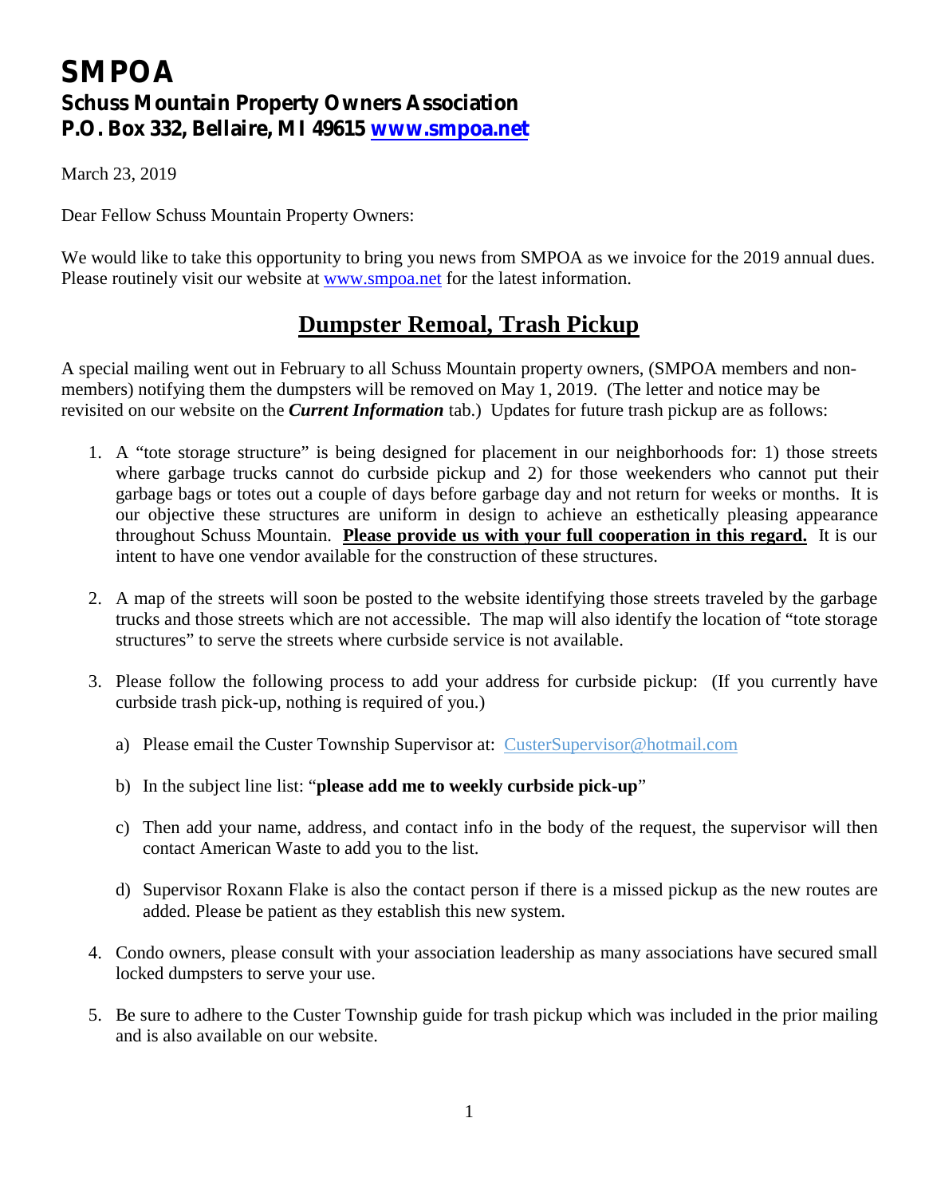# SMPOA

## Schuss Mountain Property Owners Association

## P.O. Box 332, Bellaire, MI 49615 [www.smpoa.net](http://www.smpoa.net)

March 23, 2019

Dear Fellow Schuss Mountain Property Owners:

We would like to take this opportunity to bring you news from SMPOA as we invoice for the 2019 annual dues. Please routinely visit our website at [www.smpoa.net](http://www.smpoa.net) for the latest information.

## Dumpster Remoal, Trash Pickup

A special mailing went out in February to all Schuss Mountain property owners, (SMPOA members and non-members) notifying them the dumpsters will be removed on May 1, 2019. (The letter and notice may be revisited on our website on the ***Current Information*** tab.) Updates for future trash pickup are as follows:

1. A "tote storage structure" is being designed for placement in our neighborhoods for: 1) those streets where garbage trucks cannot do curbside pickup and 2) for those weekenders who cannot put their garbage bags or totes out a couple of days before garbage day and not return for weeks or months. It is our objective these structures are uniform in design to achieve an esthetically pleasing appearance throughout Schuss Mountain. **Please provide us with your full cooperation in this regard.** It is our intent to have one vendor available for the construction of these structures.

2. A map of the streets will soon be posted to the website identifying those streets traveled by the garbage trucks and those streets which are not accessible. The map will also identify the location of "tote storage structures" to serve the streets where curbside service is not available.

3. Please follow the following process to add your address for curbside pickup: (If you currently have curbside trash pick-up, nothing is required of you.)

   a) Please email the Custer Township Supervisor at: CusterSupervisor@hotmail.com

   b) In the subject line list: "**please add me to weekly curbside pick-up**"

   c) Then add your name, address, and contact info in the body of the request, the supervisor will then contact American Waste to add you to the list.

   d) Supervisor Roxann Flake is also the contact person if there is a missed pickup as the new routes are added. Please be patient as they establish this new system.

4. Condo owners, please consult with your association leadership as many associations have secured small locked dumpsters to serve your use.

5. Be sure to adhere to the Custer Township guide for trash pickup which was included in the prior mailing and is also available on our website.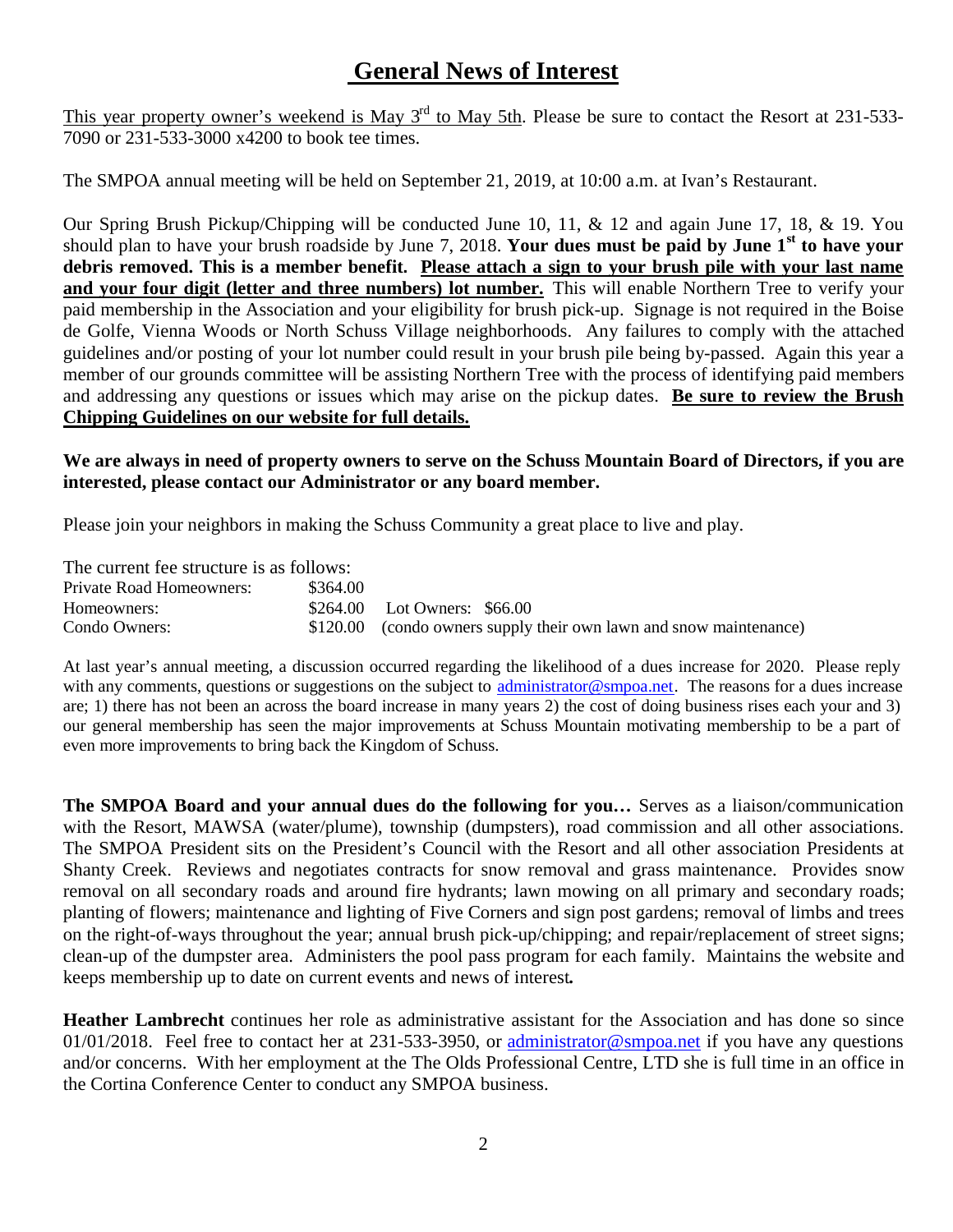# General News of Interest

This year property owner's weekend is May 3rd to May 5th. Please be sure to contact the Resort at 231-533-7090 or 231-533-3000 x4200 to book tee times.

The SMPOA annual meeting will be held on September 21, 2019, at 10:00 a.m. at Ivan's Restaurant.

Our Spring Brush Pickup/Chipping will be conducted June 10, 11, & 12 and again June 17, 18, & 19. You should plan to have your brush roadside by June 7, 2018. **Your dues must be paid by June 1st to have your debris removed. This is a member benefit. Please attach a sign to your brush pile with your last name and your four digit (letter and three numbers) lot number.** This will enable Northern Tree to verify your paid membership in the Association and your eligibility for brush pick-up. Signage is not required in the Boise de Golfe, Vienna Woods or North Schuss Village neighborhoods. Any failures to comply with the attached guidelines and/or posting of your lot number could result in your brush pile being by-passed. Again this year a member of our grounds committee will be assisting Northern Tree with the process of identifying paid members and addressing any questions or issues which may arise on the pickup dates. **Be sure to review the Brush Chipping Guidelines on our website for full details.**

**We are always in need of property owners to serve on the Schuss Mountain Board of Directors, if you are interested, please contact our Administrator or any board member.**

Please join your neighbors in making the Schuss Community a great place to live and play.

The current fee structure is as follows:

| | | |
|---|---|---|
| Private Road Homeowners: | $364.00 | |
| Homeowners: | $264.00 | Lot Owners: $66.00 |
| Condo Owners: | $120.00 | (condo owners supply their own lawn and snow maintenance) |

At last year's annual meeting, a discussion occurred regarding the likelihood of a dues increase for 2020. Please reply with any comments, questions or suggestions on the subject to administrator@smpoa.net. The reasons for a dues increase are; 1) there has not been an across the board increase in many years 2) the cost of doing business rises each your and 3) our general membership has seen the major improvements at Schuss Mountain motivating membership to be a part of even more improvements to bring back the Kingdom of Schuss.

**The SMPOA Board and your annual dues do the following for you…** Serves as a liaison/communication with the Resort, MAWSA (water/plume), township (dumpsters), road commission and all other associations. The SMPOA President sits on the President's Council with the Resort and all other association Presidents at Shanty Creek. Reviews and negotiates contracts for snow removal and grass maintenance. Provides snow removal on all secondary roads and around fire hydrants; lawn mowing on all primary and secondary roads; planting of flowers; maintenance and lighting of Five Corners and sign post gardens; removal of limbs and trees on the right-of-ways throughout the year; annual brush pick-up/chipping; and repair/replacement of street signs; clean-up of the dumpster area. Administers the pool pass program for each family. Maintains the website and keeps membership up to date on current events and news of interest*.*

**Heather Lambrecht** continues her role as administrative assistant for the Association and has done so since 01/01/2018. Feel free to contact her at 231-533-3950, or administrator@smpoa.net if you have any questions and/or concerns. With her employment at the The Olds Professional Centre, LTD she is full time in an office in the Cortina Conference Center to conduct any SMPOA business.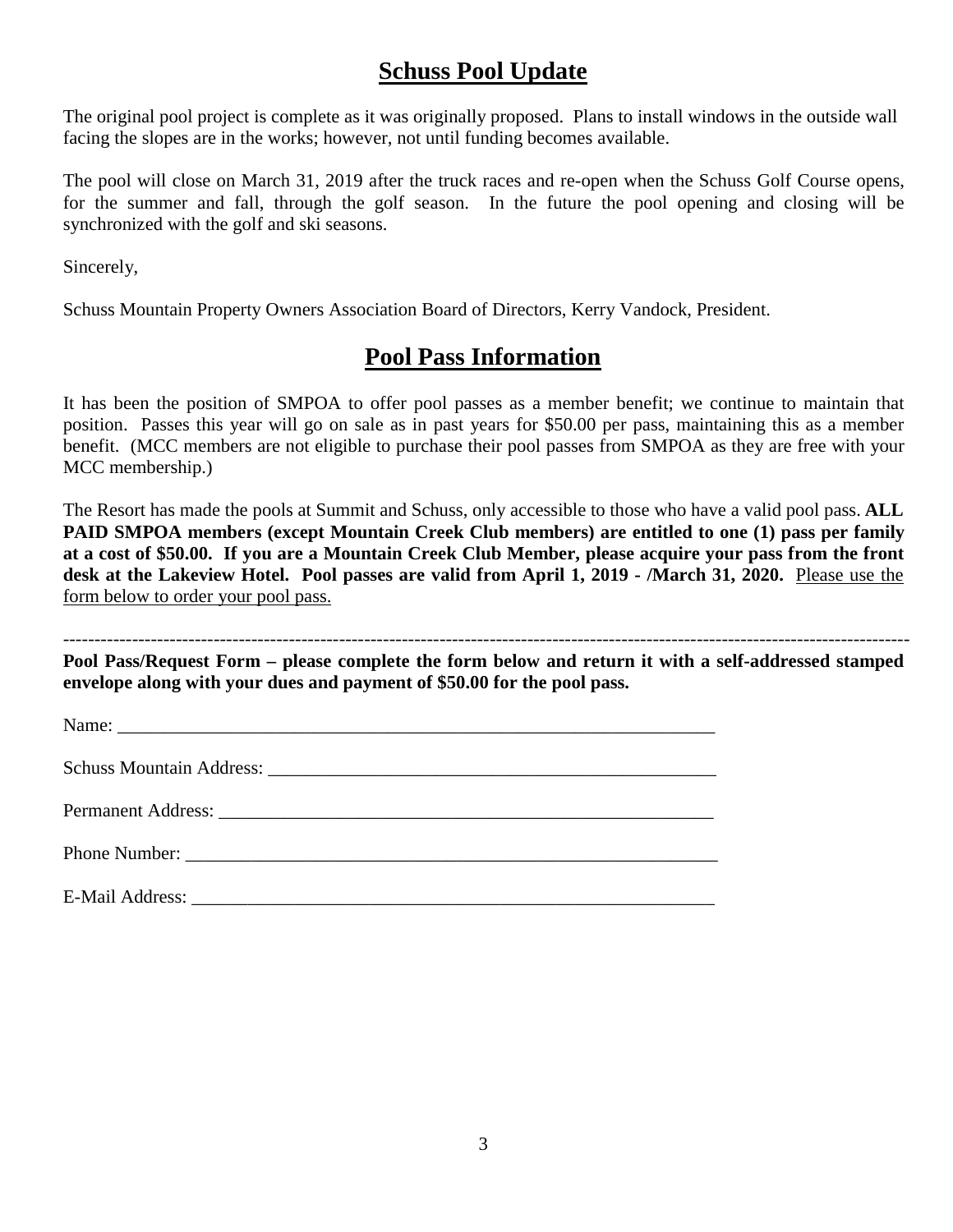## Schuss Pool Update

The original pool project is complete as it was originally proposed. Plans to install windows in the outside wall facing the slopes are in the works; however, not until funding becomes available.

The pool will close on March 31, 2019 after the truck races and re-open when the Schuss Golf Course opens, for the summer and fall, through the golf season. In the future the pool opening and closing will be synchronized with the golf and ski seasons.

Sincerely,

Schuss Mountain Property Owners Association Board of Directors, Kerry Vandock, President.

## Pool Pass Information

It has been the position of SMPOA to offer pool passes as a member benefit; we continue to maintain that position. Passes this year will go on sale as in past years for $50.00 per pass, maintaining this as a member benefit. (MCC members are not eligible to purchase their pool passes from SMPOA as they are free with your MCC membership.)

The Resort has made the pools at Summit and Schuss, only accessible to those who have a valid pool pass. **ALL PAID SMPOA members (except Mountain Creek Club members) are entitled to one (1) pass per family at a cost of $50.00. If you are a Mountain Creek Club Member, please acquire your pass from the front desk at the Lakeview Hotel. Pool passes are valid from April 1, 2019 - /March 31, 2020.** <u>Please use the form below to order your pool pass.</u>

-----------------------------------------------------------------------------------------------------------------------------------

**Pool Pass/Request Form – please complete the form below and return it with a self-addressed stamped envelope along with your dues and payment of $50.00 for the pool pass.**

Name: ___________________________________________________________________

Schuss Mountain Address: __________________________________________________

Permanent Address: _______________________________________________________

Phone Number: ___________________________________________________________

E-Mail Address: __________________________________________________________